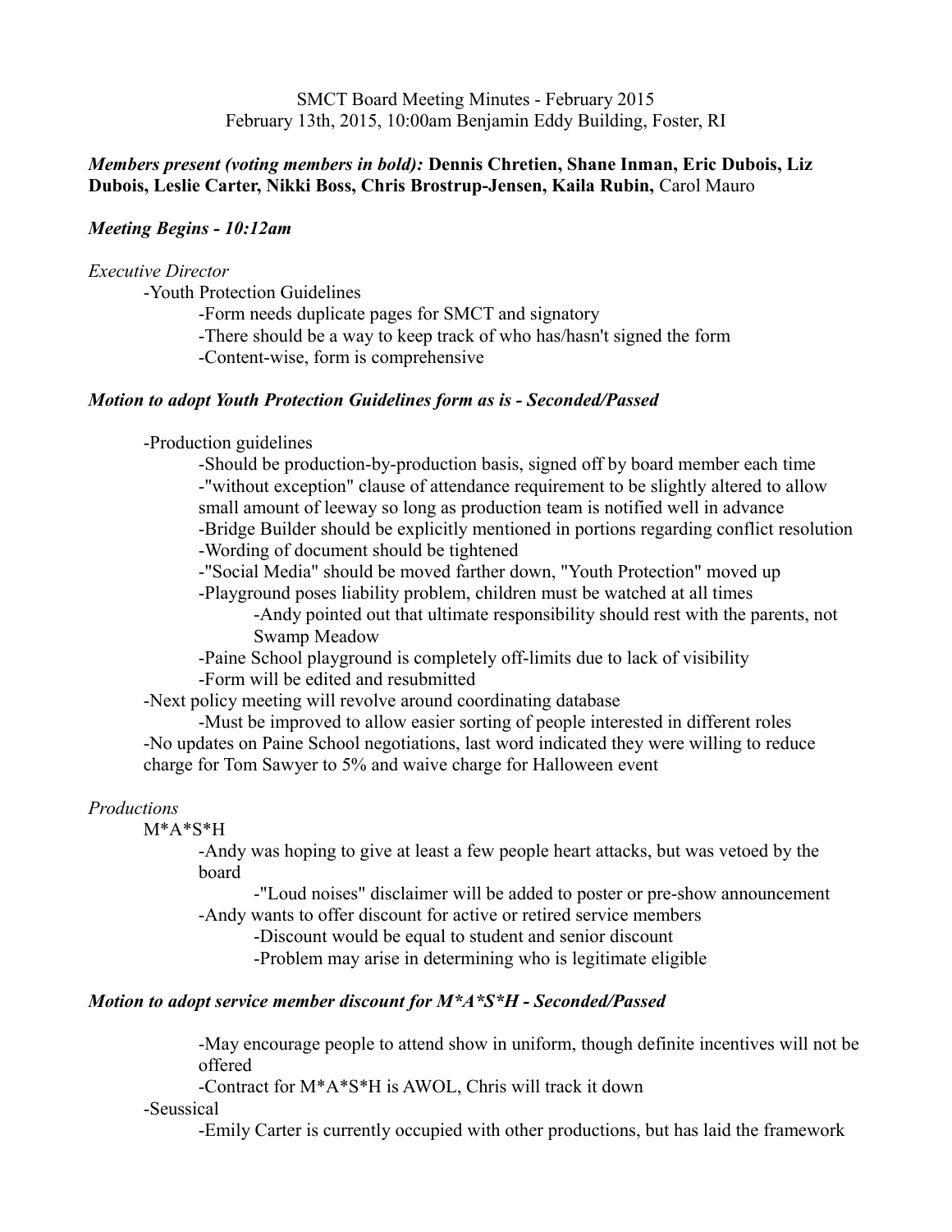SMCT Board Meeting Minutes - February 2015

February 13th, 2015, 10:00am Benjamin Eddy Building, Foster, RI

***Members present (voting members in bold):*** **Dennis Chretien, Shane Inman, Eric Dubois, Liz Dubois, Leslie Carter, Nikki Boss, Chris Brostrup-Jensen, Kaila Rubin,** Carol Mauro

***Meeting Begins - 10:12am***

*Executive Director*

- -Youth Protection Guidelines
  - -Form needs duplicate pages for SMCT and signatory
  - -There should be a way to keep track of who has/hasn't signed the form
  - -Content-wise, form is comprehensive

***Motion to adopt Youth Protection Guidelines form as is - Seconded/Passed***

- -Production guidelines
  - -Should be production-by-production basis, signed off by board member each time
  - -"without exception" clause of attendance requirement to be slightly altered to allow small amount of leeway so long as production team is notified well in advance
  - -Bridge Builder should be explicitly mentioned in portions regarding conflict resolution
  - -Wording of document should be tightened
  - -"Social Media" should be moved farther down, "Youth Protection" moved up
  - -Playground poses liability problem, children must be watched at all times
    - -Andy pointed out that ultimate responsibility should rest with the parents, not Swamp Meadow
  - -Paine School playground is completely off-limits due to lack of visibility
  - -Form will be edited and resubmitted
- -Next policy meeting will revolve around coordinating database
  - -Must be improved to allow easier sorting of people interested in different roles
- -No updates on Paine School negotiations, last word indicated they were willing to reduce charge for Tom Sawyer to 5% and waive charge for Halloween event

*Productions*

- M*A*S*H
  - -Andy was hoping to give at least a few people heart attacks, but was vetoed by the board
    - -"Loud noises" disclaimer will be added to poster or pre-show announcement
  - -Andy wants to offer discount for active or retired service members
    - -Discount would be equal to student and senior discount
    - -Problem may arise in determining who is legitimate eligible

***Motion to adopt service member discount for M*A*S*H - Seconded/Passed***

- -May encourage people to attend show in uniform, though definite incentives will not be offered
- -Contract for M*A*S*H is AWOL, Chris will track it down

- -Seussical
  - -Emily Carter is currently occupied with other productions, but has laid the framework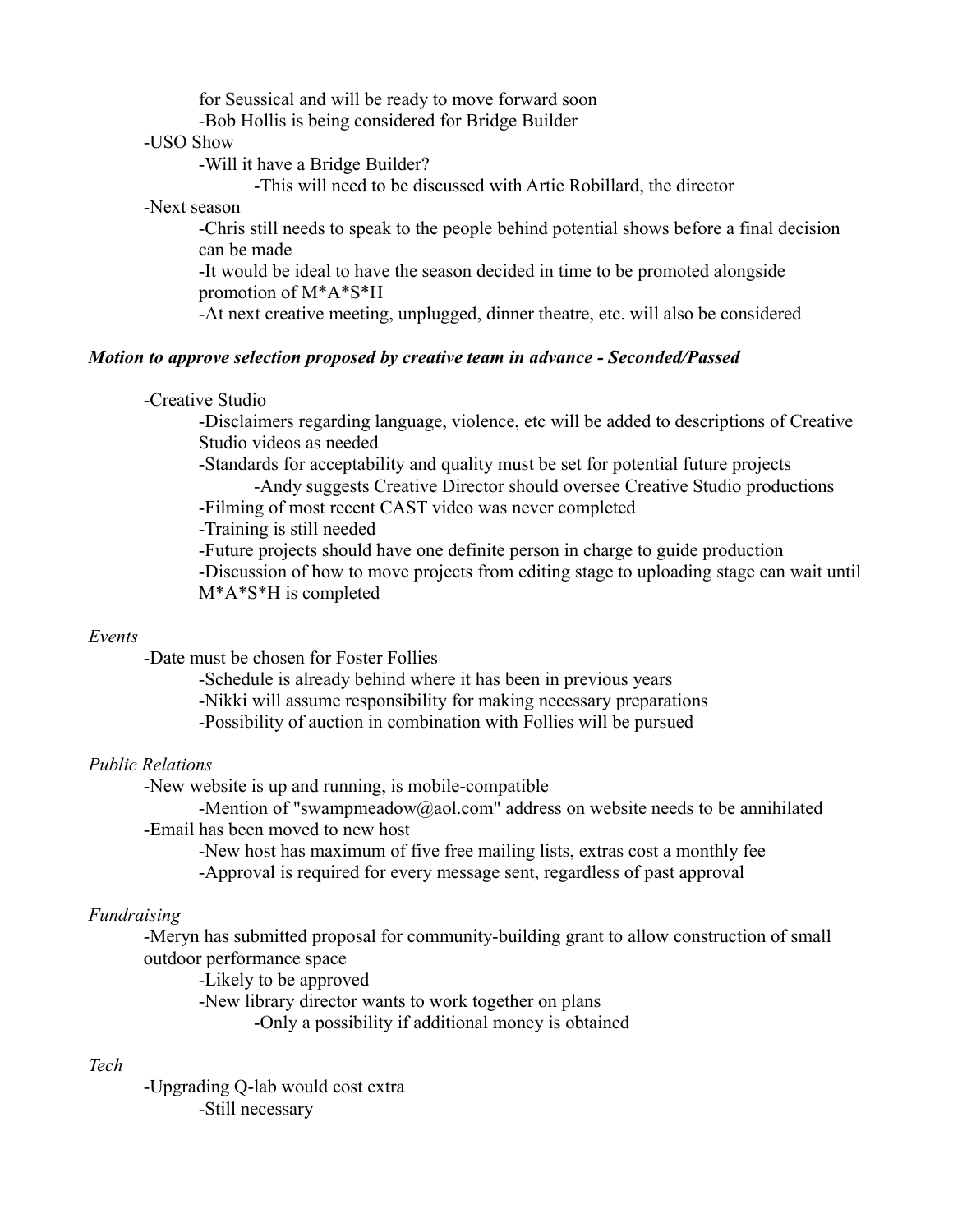for Seussical and will be ready to move forward soon

- -Bob Hollis is being considered for Bridge Builder

-USO Show

- -Will it have a Bridge Builder?
    - -This will need to be discussed with Artie Robillard, the director

-Next season

- -Chris still needs to speak to the people behind potential shows before a final decision can be made
- -It would be ideal to have the season decided in time to be promoted alongside promotion of M*A*S*H
- -At next creative meeting, unplugged, dinner theatre, etc. will also be considered

***Motion to approve selection proposed by creative team in advance - Seconded/Passed***

-Creative Studio

- -Disclaimers regarding language, violence, etc will be added to descriptions of Creative Studio videos as needed
- -Standards for acceptability and quality must be set for potential future projects
    - -Andy suggests Creative Director should oversee Creative Studio productions
- -Filming of most recent CAST video was never completed
- -Training is still needed
- -Future projects should have one definite person in charge to guide production
- -Discussion of how to move projects from editing stage to uploading stage can wait until M*A*S*H is completed

*Events*

-Date must be chosen for Foster Follies

- -Schedule is already behind where it has been in previous years
- -Nikki will assume responsibility for making necessary preparations
- -Possibility of auction in combination with Follies will be pursued

*Public Relations*

-New website is up and running, is mobile-compatible

- -Mention of "swampmeadow@aol.com" address on website needs to be annihilated

-Email has been moved to new host

- -New host has maximum of five free mailing lists, extras cost a monthly fee
- -Approval is required for every message sent, regardless of past approval

*Fundraising*

-Meryn has submitted proposal for community-building grant to allow construction of small outdoor performance space

- -Likely to be approved
- -New library director wants to work together on plans
    - -Only a possibility if additional money is obtained

*Tech*

-Upgrading Q-lab would cost extra

- -Still necessary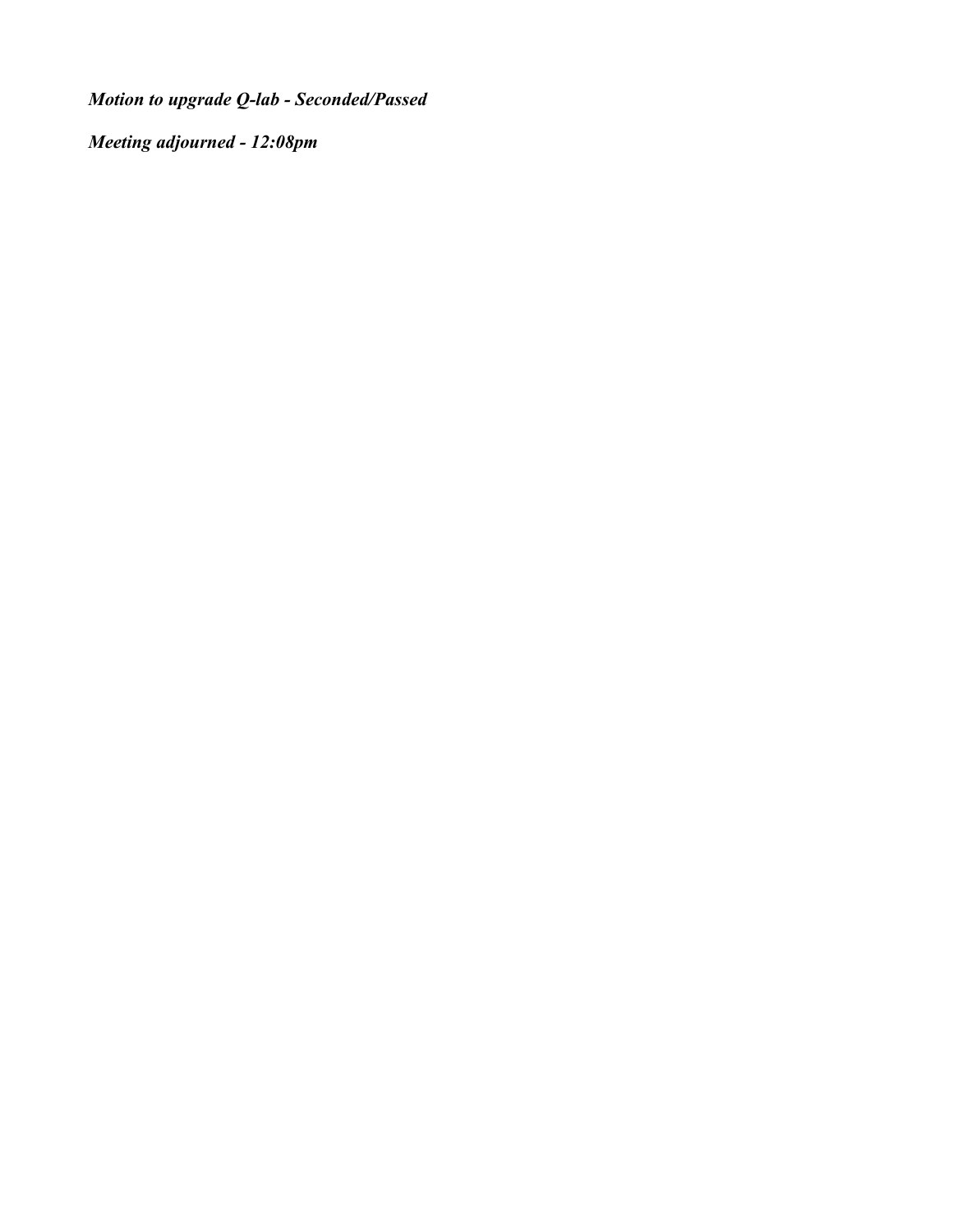***Motion to upgrade Q-lab - Seconded/Passed***

***Meeting adjourned - 12:08pm***